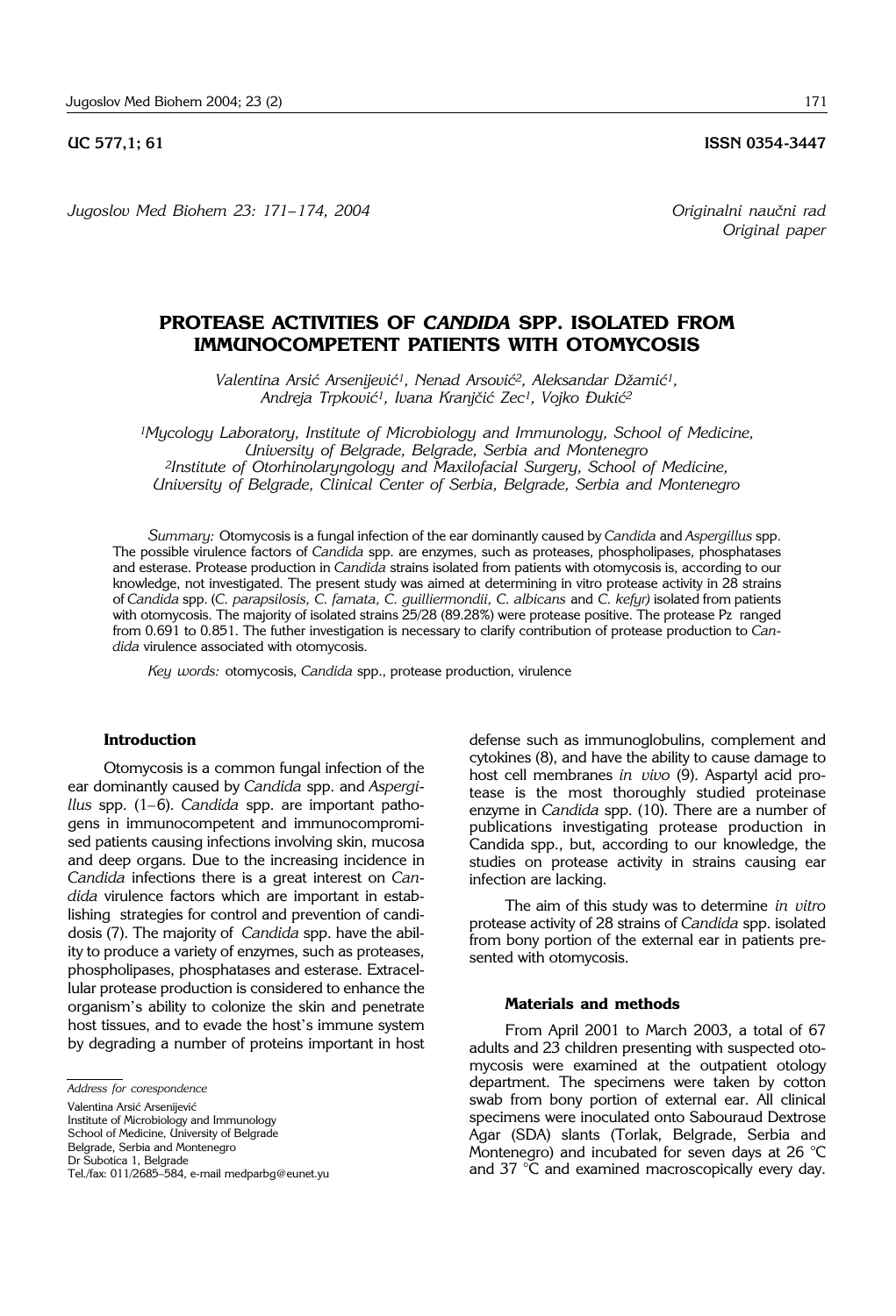UC 577,1; 61 ISSN 0354-3447

*Originalni naučni rad*
*Original paper*

# PROTEASE ACTIVITIES OF *CANDIDA* SPP. ISOLATED FROM IMMUNOCOMPETENT PATIENTS WITH OTOMYCOSIS

*Valentina Arsić Arsenijević[1], Nenad Arsović[2], Aleksandar Džamić[1], Andreja Trpković[1], Ivana Kranjčić Zec[1], Vojko Đukić[2]*

*[1]Mycology Laboratory, Institute of Microbiology and Immunology, School of Medicine, University of Belgrade, Belgrade, Serbia and Montenegro*
*[2]Institute of Otorhinolaryngology and Maxilofacial Surgery, School of Medicine, University of Belgrade, Clinical Center of Serbia, Belgrade, Serbia and Montenegro*

*Summary:* Otomycosis is a fungal infection of the ear dominantly caused by *Candida* and *Aspergillus* spp. The possible virulence factors of *Candida* spp. are enzymes, such as proteases, phospholipases, phosphatases and esterase. Protease production in *Candida* strains isolated from patients with otomycosis is, according to our knowledge, not investigated. The present study was aimed at determining in vitro protease activity in 28 strains of *Candida* spp. (*C. parapsilosis, C. famata, C. guilliermondii, C. albicans* and *C. kefyr)* isolated from patients with otomycosis. The majority of isolated strains 25/28 (89.28%) were protease positive. The protease Pz ranged from 0.691 to 0.851. The futher investigation is necessary to clarify contribution of protease production to *Candida* virulence associated with otomycosis.

*Key words:* otomycosis, *Candida* spp., protease production, virulence

## Introduction

Otomycosis is a common fungal infection of the ear dominantly caused by *Candida* spp. and *Aspergillus* spp. (1–6). *Candida* spp. are important pathogens in immunocompetent and immunocompromised patients causing infections involving skin, mucosa and deep organs. Due to the increasing incidence in *Candida* infections there is a great interest on *Candida* virulence factors which are important in establishing strategies for control and prevention of candidosis (7). The majority of *Candida* spp. have the ability to produce a variety of enzymes, such as proteases, phospholipases, phosphatases and esterase. Extracellular protease production is considered to enhance the organism's ability to colonize the skin and penetrate host tissues, and to evade the host's immune system by degrading a number of proteins important in host defense such as immunoglobulins, complement and cytokines (8), and have the ability to cause damage to host cell membranes *in vivo* (9). Aspartyl acid protease is the most thoroughly studied proteinase enzyme in *Candida* spp. (10). There are a number of publications investigating protease production in Candida spp., but, according to our knowledge, the studies on protease activity in strains causing ear infection are lacking.

The aim of this study was to determine *in vitro* protease activity of 28 strains of *Candida* spp. isolated from bony portion of the external ear in patients presented with otomycosis.

## Materials and methods

From April 2001 to March 2003, a total of 67 adults and 23 children presenting with suspected otomycosis were examined at the outpatient otology department. The specimens were taken by cotton swab from bony portion of external ear. All clinical specimens were inoculated onto Sabouraud Dextrose Agar (SDA) slants (Torlak, Belgrade, Serbia and Montenegro) and incubated for seven days at 26 °C and 37 °C and examined macroscopically every day.

*Address for corespondence*

Valentina Arsić Arsenijević
Institute of Microbiology and Immunology
School of Medicine, University of Belgrade
Belgrade, Serbia and Montenegro
Dr Subotica 1, Belgrade
Tel./fax: 011/2685–584, e-mail medparbg@eunet.yu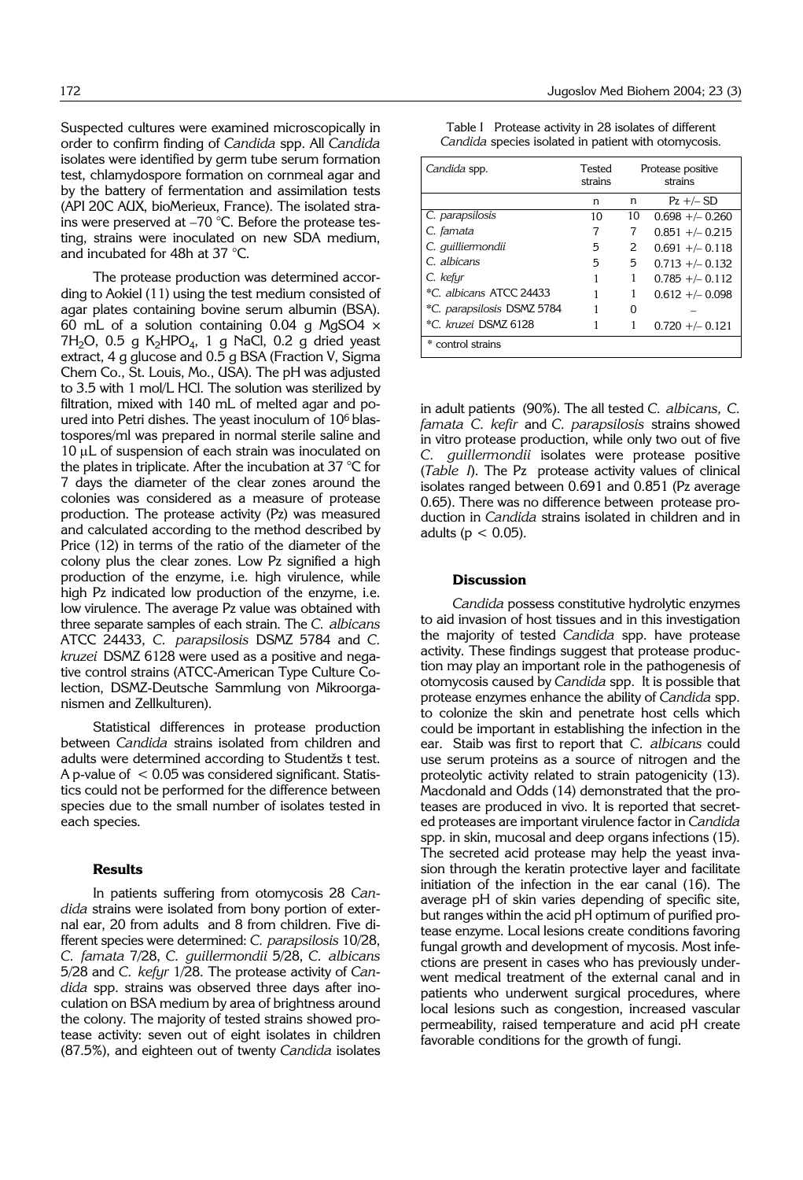Suspected cultures were examined microscopically in order to confirm finding of *Candida* spp. All *Candida* isolates were identified by germ tube serum formation test, chlamydospore formation on cornmeal agar and by the battery of fermentation and assimilation tests (API 20C AUX, bioMerieux, France). The isolated strains were preserved at –70 °C. Before the protease testing, strains were inoculated on new SDA medium, and incubated for 48h at 37 °C.

The protease production was determined according to Aokiel (11) using the test medium consisted of agar plates containing bovine serum albumin (BSA). 60 mL of a solution containing 0.04 g $MgSO_4 \times 7H_2O$, 0.5 g $K_2HPO_4$, 1 g NaCl, 0.2 g dried yeast extract, 4 g glucose and 0.5 g BSA (Fraction V, Sigma Chem Co., St. Louis, Mo., USA). The pH was adjusted to 3.5 with 1 mol/L HCl. The solution was sterilized by filtration, mixed with 140 mL of melted agar and poured into Petri dishes. The yeast inoculum of $10^6$ blastospores/ml was prepared in normal sterile saline and 10 μL of suspension of each strain was inoculated on the plates in triplicate. After the incubation at 37 °C for 7 days the diameter of the clear zones around the colonies was considered as a measure of protease production. The protease activity (Pz) was measured and calculated according to the method described by Price (12) in terms of the ratio of the diameter of the colony plus the clear zones. Low Pz signified a high production of the enzyme, i.e. high virulence, while high Pz indicated low production of the enzyme, i.e. low virulence. The average Pz value was obtained with three separate samples of each strain. The *C. albicans* ATCC 24433, *C. parapsilosis* DSMZ 5784 and *C. kruzei* DSMZ 6128 were used as a positive and negative control strains (ATCC-American Type Culture Colection, DSMZ-Deutsche Sammlung von Mikroorganismen and Zellkulturen).

Statistical differences in protease production between *Candida* strains isolated from children and adults were determined according to Studentžs t test. A p-value of $< 0.05$ was considered significant. Statistics could not be performed for the difference between species due to the small number of isolates tested in each species.

## Results

In patients suffering from otomycosis 28 *Candida* strains were isolated from bony portion of external ear, 20 from adults and 8 from children. Five different species were determined: *C. parapsilosis* 10/28, *C. famata* 7/28, *C. guillermondii* 5/28, *C. albicans* 5/28 and *C. kefyr* 1/28. The protease activity of *Candida* spp. strains was observed three days after inoculation on BSA medium by area of brightness around the colony. The majority of tested strains showed protease activity: seven out of eight isolates in children (87.5%), and eighteen out of twenty *Candida* isolates in adult patients (90%). The all tested *C. albicans, C. famata C. kefir* and *C. parapsilosis* strains showed in vitro protease production, while only two out of five *C. guillermondii* isolates were protease positive (*Table I*). The Pz protease activity values of clinical isolates ranged between 0.691 and 0.851 (Pz average 0.65). There was no difference between protease production in *Candida* strains isolated in children and in adults ($p < 0.05$).

Table I Protease activity in 28 isolates of different *Candida* species isolated in patient with otomycosis.

| *Candida* spp. | Tested strains | Protease positive strains | |
|---|---|---|---|
| | n | n | Pz +/– SD |
| *C. parapsilosis* | 10 | 10 | 0.698 +/– 0.260 |
| *C. famata* | 7 | 7 | 0.851 +/– 0.215 |
| *C. guilliermondii* | 5 | 2 | 0.691 +/– 0.118 |
| *C. albicans* | 5 | 5 | 0.713 +/– 0.132 |
| *C. kefyr* | 1 | 1 | 0.785 +/– 0.112 |
| **C. albicans* ATCC 24433 | 1 | 1 | 0.612 +/– 0.098 |
| **C. parapsilosis* DSMZ 5784 | 1 | 0 | – |
| **C. kruzei* DSMZ 6128 | 1 | 1 | 0.720 +/– 0.121 |

\* control strains

## Discussion

*Candida* possess constitutive hydrolytic enzymes to aid invasion of host tissues and in this investigation the majority of tested *Candida* spp. have protease activity. These findings suggest that protease production may play an important role in the pathogenesis of otomycosis caused by *Candida* spp. It is possible that protease enzymes enhance the ability of *Candida* spp. to colonize the skin and penetrate host cells which could be important in establishing the infection in the ear. Staib was first to report that *C. albicans* could use serum proteins as a source of nitrogen and the proteolytic activity related to strain patogenicity (13). Macdonald and Odds (14) demonstrated that the proteases are produced in vivo. It is reported that secreted proteases are important virulence factor in *Candida* spp. in skin, mucosal and deep organs infections (15). The secreted acid protease may help the yeast invasion through the keratin protective layer and facilitate initiation of the infection in the ear canal (16). The average pH of skin varies depending of specific site, but ranges within the acid pH optimum of purified protease enzyme. Local lesions create conditions favoring fungal growth and development of mycosis. Most infections are present in cases who has previously underwent medical treatment of the external canal and in patients who underwent surgical procedures, where local lesions such as congestion, increased vascular permeability, raised temperature and acid pH create favorable conditions for the growth of fungi.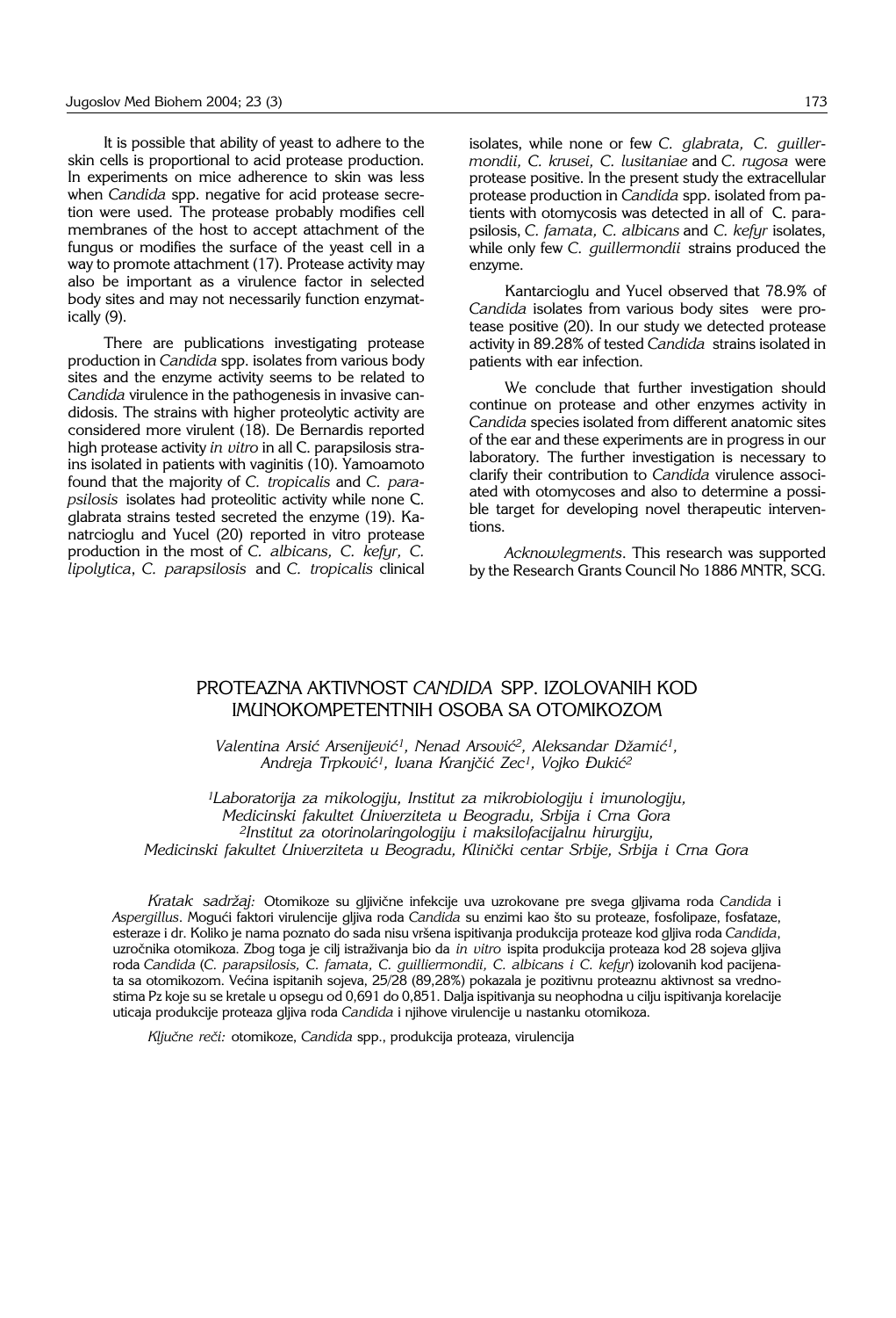It is possible that ability of yeast to adhere to the skin cells is proportional to acid protease production. In experiments on mice adherence to skin was less when *Candida* spp. negative for acid protease secretion were used. The protease probably modifies cell membranes of the host to accept attachment of the fungus or modifies the surface of the yeast cell in a way to promote attachment (17). Protease activity may also be important as a virulence factor in selected body sites and may not necessarily function enzymatically (9).

There are publications investigating protease production in *Candida* spp. isolates from various body sites and the enzyme activity seems to be related to *Candida* virulence in the pathogenesis in invasive candidosis. The strains with higher proteolytic activity are considered more virulent (18). De Bernardis reported high protease activity *in vitro* in all C. parapsilosis strains isolated in patients with vaginitis (10). Yamoamoto found that the majority of *C. tropicalis* and *C. parapsilosis* isolates had proteolitic activity while none C. glabrata strains tested secreted the enzyme (19). Kanatrcioglu and Yucel (20) reported in vitro protease production in the most of *C. albicans, C. kefyr, C. lipolytica*, *C. parapsilosis* and *C. tropicalis* clinical isolates, while none or few *C. glabrata, C. guillermondii, C. krusei, C. lusitaniae* and *C. rugosa* were protease positive. In the present study the extracellular protease production in *Candida* spp. isolated from patients with otomycosis was detected in all of C. parapsilosis, *C. famata, C. albicans* and *C. kefyr* isolates, while only few *C. guillermondii* strains produced the enzyme.

Kantarcioglu and Yucel observed that 78.9% of *Candida* isolates from various body sites were protease positive (20). In our study we detected protease activity in 89.28% of tested *Candida* strains isolated in patients with ear infection.

We conclude that further investigation should continue on protease and other enzymes activity in *Candida* species isolated from different anatomic sites of the ear and these experiments are in progress in our laboratory. The further investigation is necessary to clarify their contribution to *Candida* virulence associated with otomycoses and also to determine a possible target for developing novel therapeutic interventions.

*Acknowlegments*. This research was supported by the Research Grants Council No 1886 MNTR, SCG.

## PROTEAZNA AKTIVNOST *CANDIDA* SPP. IZOLOVANIH KOD IMUNOKOMPETENTNIH OSOBA SA OTOMIKOZOM

*Valentina Arsić Arsenijević[1], Nenad Arsović[2], Aleksandar Džamić[1], Andreja Trpković[1], Ivana Kranjčić Zec[1], Vojko Đukić[2]*

[1]Laboratorija za mikologiju, Institut za mikrobiologiju i imunologiju, Medicinski fakultet Univerziteta u Beogradu, Srbija i Crna Gora
[2]Institut za otorinolaringologiju i maksilofacijalnu hirurgiju, Medicinski fakultet Univerziteta u Beogradu, Klinički centar Srbije, Srbija i Crna Gora

*Kratak sadržaj:* Otomikoze su gljivične infekcije uva uzrokovane pre svega gljivama roda *Candida* i *Aspergillus*. Mogući faktori virulencije gljiva roda *Candida* su enzimi kao što su proteaze, fosfolipaze, fosfataze, esteraze i dr. Koliko je nama poznato do sada nisu vršena ispitivanja produkcija proteaze kod gljiva roda *Candida*, uzročnika otomikoza. Zbog toga je cilj istraživanja bio da *in vitro* ispita produkcija proteaza kod 28 sojeva gljiva roda *Candida* (*C. parapsilosis, C. famata, C. guilliermondii, C. albicans i C. kefyr*) izolovanih kod pacijenata sa otomikozom. Većina ispitanih sojeva, 25/28 (89,28%) pokazala je pozitivnu proteaznu aktivnost sa vrednostima Pz koje su se kretale u opsegu od 0,691 do 0,851. Dalja ispitivanja su neophodna u cilju ispitivanja korelacije uticaja produkcije proteaza gljiva roda *Candida* i njihove virulencije u nastanku otomikoza.

*Ključne reči:* otomikoze, *Candida* spp., produkcija proteaza, virulencija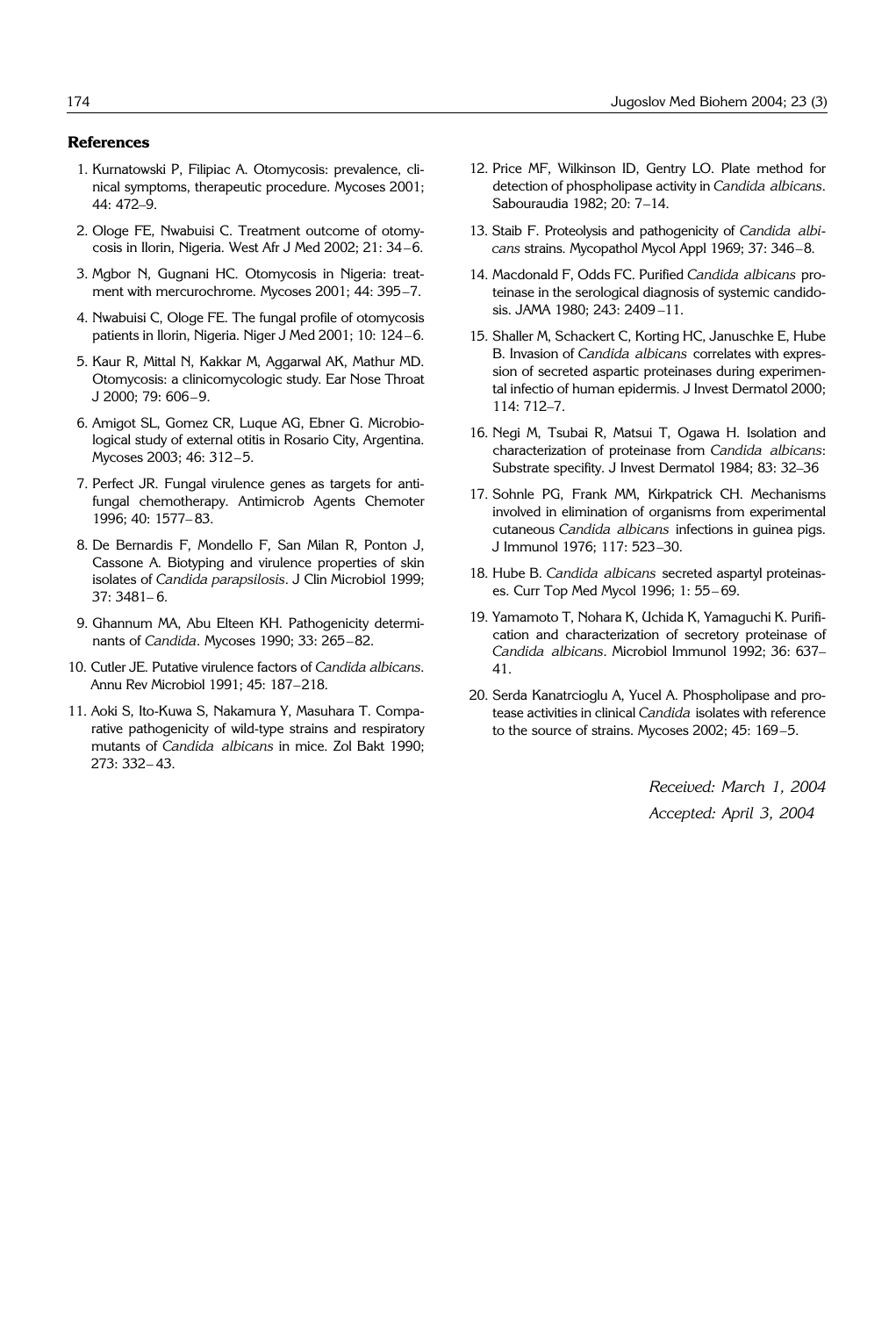## References

1. Kurnatowski P, Filipiac A. Otomycosis: prevalence, clinical symptoms, therapeutic procedure. Mycoses 2001; 44: 472–9.
2. Ologe FE, Nwabuisi C. Treatment outcome of otomycosis in Ilorin, Nigeria. West Afr J Med 2002; 21: 34–6.
3. Mgbor N, Gugnani HC. Otomycosis in Nigeria: treatment with mercurochrome. Mycoses 2001; 44: 395–7.
4. Nwabuisi C, Ologe FE. The fungal profile of otomycosis patients in Ilorin, Nigeria. Niger J Med 2001; 10: 124–6.
5. Kaur R, Mittal N, Kakkar M, Aggarwal AK, Mathur MD. Otomycosis: a clinicomycologic study. Ear Nose Throat J 2000; 79: 606–9.
6. Amigot SL, Gomez CR, Luque AG, Ebner G. Microbiological study of external otitis in Rosario City, Argentina. Mycoses 2003; 46: 312–5.
7. Perfect JR. Fungal virulence genes as targets for antifungal chemotherapy. Antimicrob Agents Chemoter 1996; 40: 1577–83.
8. De Bernardis F, Mondello F, San Milan R, Ponton J, Cassone A. Biotyping and virulence properties of skin isolates of *Candida parapsilosis*. J Clin Microbiol 1999; 37: 3481–6.
9. Ghannum MA, Abu Elteen KH. Pathogenicity determinants of *Candida*. Mycoses 1990; 33: 265–82.
10. Cutler JE. Putative virulence factors of *Candida albicans*. Annu Rev Microbiol 1991; 45: 187–218.
11. Aoki S, Ito-Kuwa S, Nakamura Y, Masuhara T. Comparative pathogenicity of wild-type strains and respiratory mutants of *Candida albicans* in mice. Zol Bakt 1990; 273: 332–43.
12. Price MF, Wilkinson ID, Gentry LO. Plate method for detection of phospholipase activity in *Candida albicans*. Sabouraudia 1982; 20: 7–14.
13. Staib F. Proteolysis and pathogenicity of *Candida albicans* strains. Mycopathol Mycol Appl 1969; 37: 346–8.
14. Macdonald F, Odds FC. Purified *Candida albicans* proteinase in the serological diagnosis of systemic candidosis. JAMA 1980; 243: 2409–11.
15. Shaller M, Schackert C, Korting HC, Januschke E, Hube B. Invasion of *Candida albicans* correlates with expression of secreted aspartic proteinases during experimental infectio of human epidermis. J Invest Dermatol 2000; 114: 712–7.
16. Negi M, Tsubai R, Matsui T, Ogawa H. Isolation and characterization of proteinase from *Candida albicans*: Substrate specifity. J Invest Dermatol 1984; 83: 32–36
17. Sohnle PG, Frank MM, Kirkpatrick CH. Mechanisms involved in elimination of organisms from experimental cutaneous *Candida albicans* infections in guinea pigs. J Immunol 1976; 117: 523–30.
18. Hube B. *Candida albicans* secreted aspartyl proteinases. Curr Top Med Mycol 1996; 1: 55–69.
19. Yamamoto T, Nohara K, Uchida K, Yamaguchi K. Purification and characterization of secretory proteinase of *Candida albicans*. Microbiol Immunol 1992; 36: 637–41.
20. Serda Kanatrcioglu A, Yucel A. Phospholipase and protease activities in clinical *Candida* isolates with reference to the source of strains. Mycoses 2002; 45: 169–5.

*Received: March 1, 2004*

*Accepted: April 3, 2004*